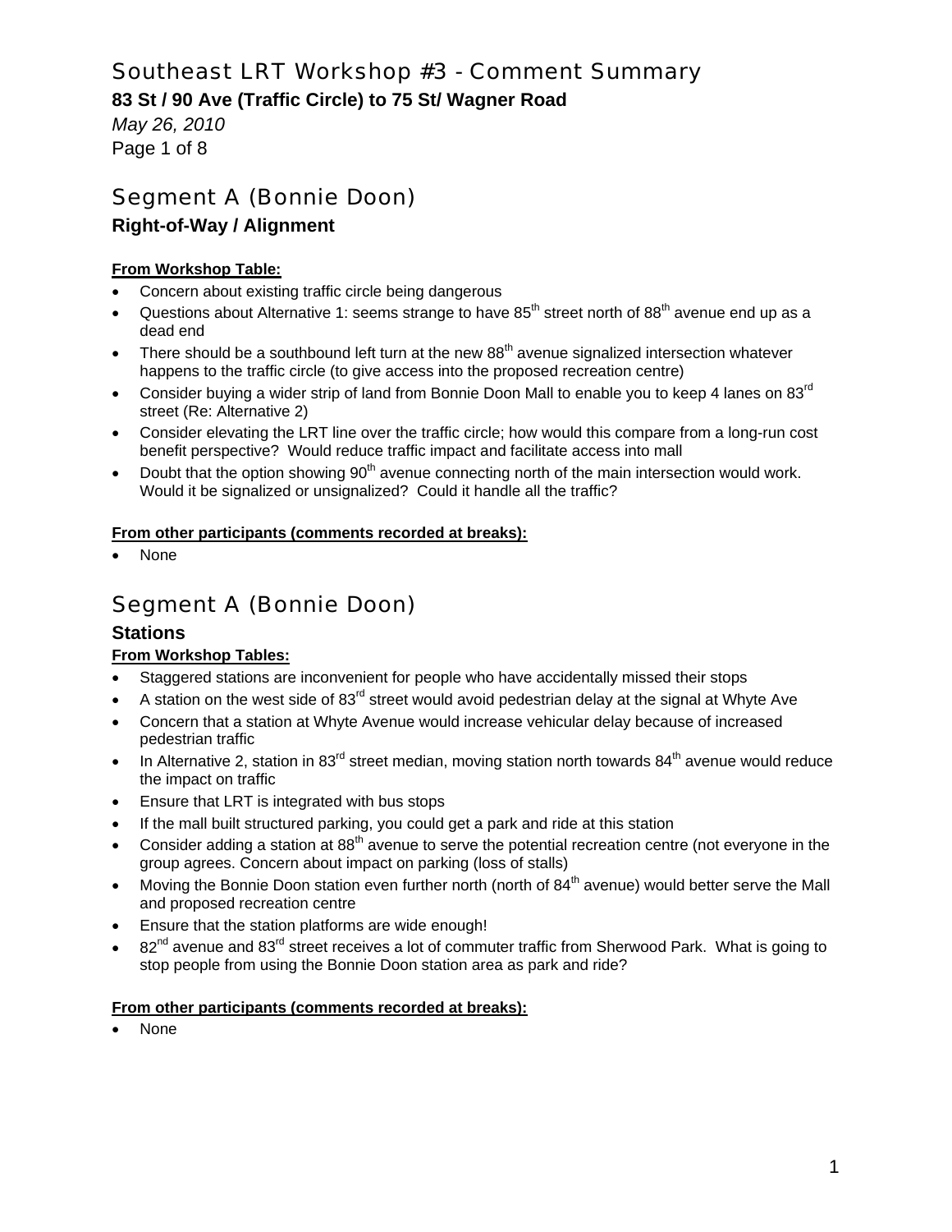# Southeast LRT Workshop #3 - Comment Summary

**83 St / 90 Ave (Traffic Circle) to 75 St/ Wagner Road**

*May 26, 2010*

## Segment A (Bonnie Doon)

### Right-of-Way / Alignment

**From Workshop Table:**

- Concern about existing traffic circle being dangerous
- Questions about Alternative 1: seems strange to have 85th street north of 88th avenue end up as a dead end
- There should be a southbound left turn at the new 88th avenue signalized intersection whatever happens to the traffic circle (to give access into the proposed recreation centre)
- Consider buying a wider strip of land from Bonnie Doon Mall to enable you to keep 4 lanes on 83rd street (Re: Alternative 2)
- Consider elevating the LRT line over the traffic circle; how would this compare from a long-run cost benefit perspective? Would reduce traffic impact and facilitate access into mall
- Doubt that the option showing 90th avenue connecting north of the main intersection would work. Would it be signalized or unsignalized? Could it handle all the traffic?

**From other participants (comments recorded at breaks):**

- None

## Segment A (Bonnie Doon)

### Stations

**From Workshop Tables:**

- Staggered stations are inconvenient for people who have accidentally missed their stops
- A station on the west side of 83rd street would avoid pedestrian delay at the signal at Whyte Ave
- Concern that a station at Whyte Avenue would increase vehicular delay because of increased pedestrian traffic
- In Alternative 2, station in 83rd street median, moving station north towards 84th avenue would reduce the impact on traffic
- Ensure that LRT is integrated with bus stops
- If the mall built structured parking, you could get a park and ride at this station
- Consider adding a station at 88th avenue to serve the potential recreation centre (not everyone in the group agrees. Concern about impact on parking (loss of stalls)
- Moving the Bonnie Doon station even further north (north of 84th avenue) would better serve the Mall and proposed recreation centre
- Ensure that the station platforms are wide enough!
- 82nd avenue and 83rd street receives a lot of commuter traffic from Sherwood Park. What is going to stop people from using the Bonnie Doon station area as park and ride?

**From other participants (comments recorded at breaks):**

- None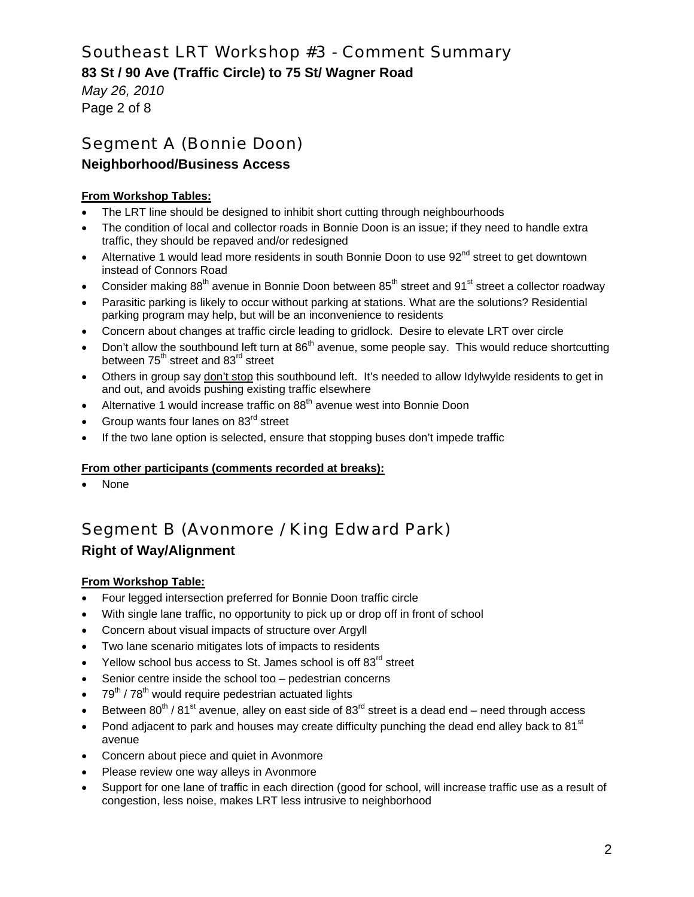# Southeast LRT Workshop #3 - Comment Summary

**83 St / 90 Ave (Traffic Circle) to 75 St/ Wagner Road**

*May 26, 2010*

## Segment A (Bonnie Doon)

### Neighborhood/Business Access

**From Workshop Tables:**

- The LRT line should be designed to inhibit short cutting through neighbourhoods
- The condition of local and collector roads in Bonnie Doon is an issue; if they need to handle extra traffic, they should be repaved and/or redesigned
- Alternative 1 would lead more residents in south Bonnie Doon to use 92nd street to get downtown instead of Connors Road
- Consider making 88th avenue in Bonnie Doon between 85th street and 91st street a collector roadway
- Parasitic parking is likely to occur without parking at stations. What are the solutions? Residential parking program may help, but will be an inconvenience to residents
- Concern about changes at traffic circle leading to gridlock. Desire to elevate LRT over circle
- Don't allow the southbound left turn at 86th avenue, some people say. This would reduce shortcutting between 75th street and 83rd street
- Others in group say don't stop this southbound left. It's needed to allow Idylwylde residents to get in and out, and avoids pushing existing traffic elsewhere
- Alternative 1 would increase traffic on 88th avenue west into Bonnie Doon
- Group wants four lanes on 83rd street
- If the two lane option is selected, ensure that stopping buses don't impede traffic

**From other participants (comments recorded at breaks):**

- None

## Segment B (Avonmore / King Edward Park)

### Right of Way/Alignment

**From Workshop Table:**

- Four legged intersection preferred for Bonnie Doon traffic circle
- With single lane traffic, no opportunity to pick up or drop off in front of school
- Concern about visual impacts of structure over Argyll
- Two lane scenario mitigates lots of impacts to residents
- Yellow school bus access to St. James school is off 83rd street
- Senior centre inside the school too – pedestrian concerns
- 79th / 78th would require pedestrian actuated lights
- Between 80th / 81st avenue, alley on east side of 83rd street is a dead end – need through access
- Pond adjacent to park and houses may create difficulty punching the dead end alley back to 81st avenue
- Concern about piece and quiet in Avonmore
- Please review one way alleys in Avonmore
- Support for one lane of traffic in each direction (good for school, will increase traffic use as a result of congestion, less noise, makes LRT less intrusive to neighborhood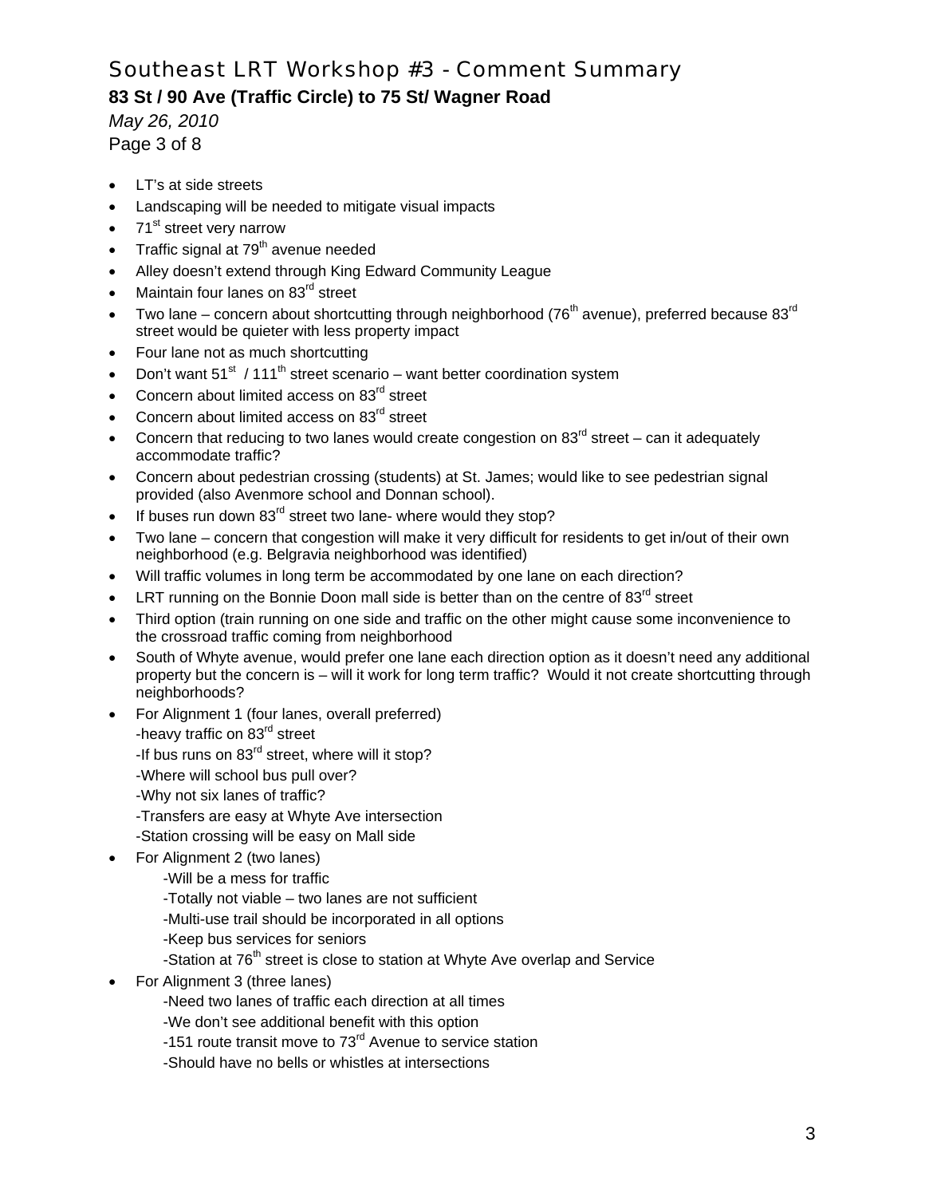- LT's at side streets
- Landscaping will be needed to mitigate visual impacts
- 71st street very narrow
- Traffic signal at 79th avenue needed
- Alley doesn't extend through King Edward Community League
- Maintain four lanes on 83rd street
- Two lane – concern about shortcutting through neighborhood (76th avenue), preferred because 83rd street would be quieter with less property impact
- Four lane not as much shortcutting
- Don't want 51st / 111th street scenario – want better coordination system
- Concern about limited access on 83rd street
- Concern about limited access on 83rd street
- Concern that reducing to two lanes would create congestion on 83rd street – can it adequately accommodate traffic?
- Concern about pedestrian crossing (students) at St. James; would like to see pedestrian signal provided (also Avenmore school and Donnan school).
- If buses run down 83rd street two lane- where would they stop?
- Two lane – concern that congestion will make it very difficult for residents to get in/out of their own neighborhood (e.g. Belgravia neighborhood was identified)
- Will traffic volumes in long term be accommodated by one lane on each direction?
- LRT running on the Bonnie Doon mall side is better than on the centre of 83rd street
- Third option (train running on one side and traffic on the other might cause some inconvenience to the crossroad traffic coming from neighborhood
- South of Whyte avenue, would prefer one lane each direction option as it doesn't need any additional property but the concern is – will it work for long term traffic? Would it not create shortcutting through neighborhoods?
- For Alignment 1 (four lanes, overall preferred)
  - -heavy traffic on 83rd street
  - -If bus runs on 83rd street, where will it stop?
  - -Where will school bus pull over?
  - -Why not six lanes of traffic?
  - -Transfers are easy at Whyte Ave intersection
  - -Station crossing will be easy on Mall side
- For Alignment 2 (two lanes)
  - -Will be a mess for traffic
  - -Totally not viable – two lanes are not sufficient
  - -Multi-use trail should be incorporated in all options
  - -Keep bus services for seniors
  - -Station at 76th street is close to station at Whyte Ave overlap and Service
- For Alignment 3 (three lanes)
  - -Need two lanes of traffic each direction at all times
  - -We don't see additional benefit with this option
  - -151 route transit move to 73rd Avenue to service station
  - -Should have no bells or whistles at intersections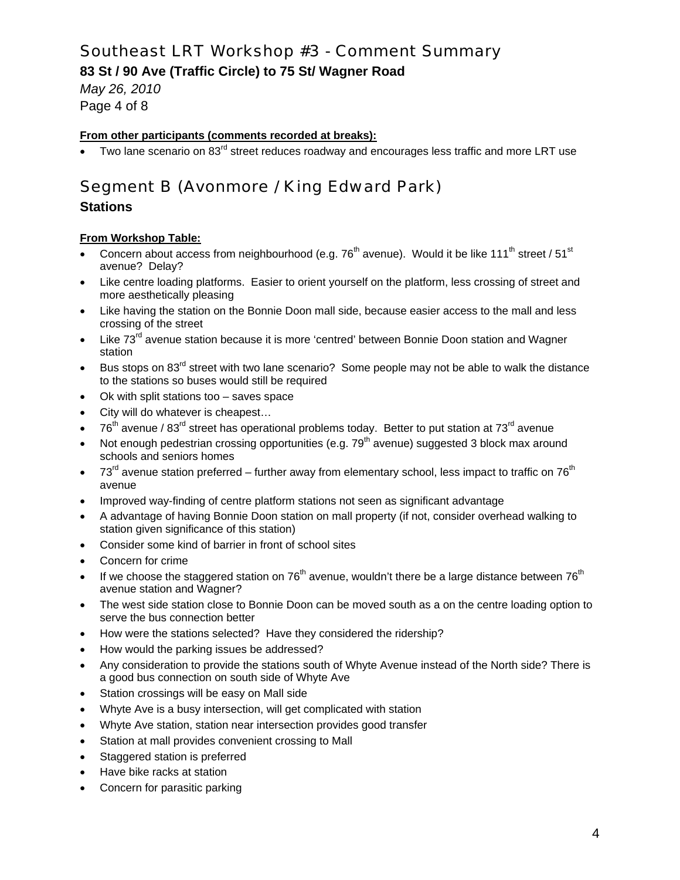# Southeast LRT Workshop #3 - Comment Summary

**83 St / 90 Ave (Traffic Circle) to 75 St/ Wagner Road**

*May 26, 2010*

**From other participants (comments recorded at breaks):**

- Two lane scenario on 83rd street reduces roadway and encourages less traffic and more LRT use

# Segment B (Avonmore / King Edward Park)

## Stations

**From Workshop Table:**

- Concern about access from neighbourhood (e.g. 76th avenue). Would it be like 111th street / 51st avenue? Delay?
- Like centre loading platforms. Easier to orient yourself on the platform, less crossing of street and more aesthetically pleasing
- Like having the station on the Bonnie Doon mall side, because easier access to the mall and less crossing of the street
- Like 73rd avenue station because it is more 'centred' between Bonnie Doon station and Wagner station
- Bus stops on 83rd street with two lane scenario? Some people may not be able to walk the distance to the stations so buses would still be required
- Ok with split stations too – saves space
- City will do whatever is cheapest…
- 76th avenue / 83rd street has operational problems today. Better to put station at 73rd avenue
- Not enough pedestrian crossing opportunities (e.g. 79th avenue) suggested 3 block max around schools and seniors homes
- 73rd avenue station preferred – further away from elementary school, less impact to traffic on 76th avenue
- Improved way-finding of centre platform stations not seen as significant advantage
- A advantage of having Bonnie Doon station on mall property (if not, consider overhead walking to station given significance of this station)
- Consider some kind of barrier in front of school sites
- Concern for crime
- If we choose the staggered station on 76th avenue, wouldn't there be a large distance between 76th avenue station and Wagner?
- The west side station close to Bonnie Doon can be moved south as a on the centre loading option to serve the bus connection better
- How were the stations selected? Have they considered the ridership?
- How would the parking issues be addressed?
- Any consideration to provide the stations south of Whyte Avenue instead of the North side? There is a good bus connection on south side of Whyte Ave
- Station crossings will be easy on Mall side
- Whyte Ave is a busy intersection, will get complicated with station
- Whyte Ave station, station near intersection provides good transfer
- Station at mall provides convenient crossing to Mall
- Staggered station is preferred
- Have bike racks at station
- Concern for parasitic parking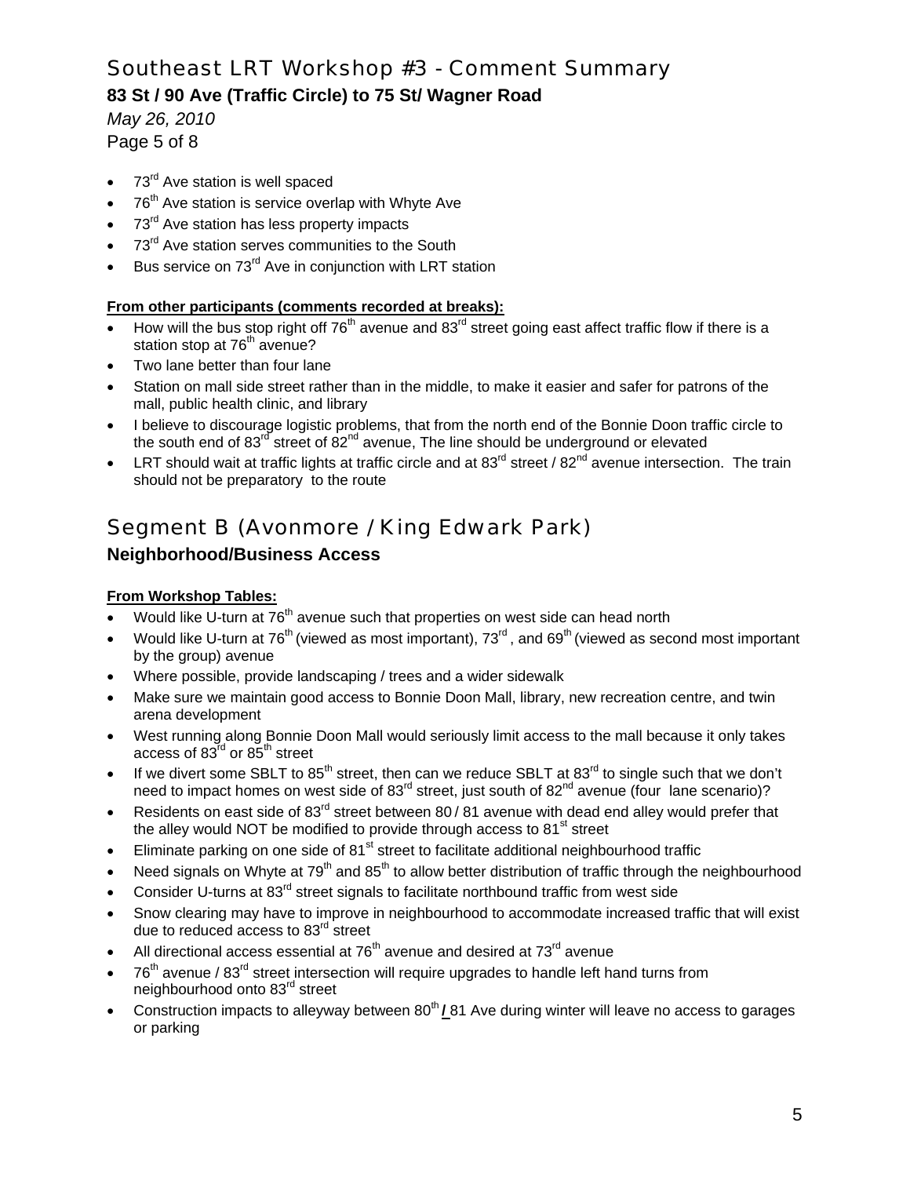- 73rd Ave station is well spaced
- 76th Ave station is service overlap with Whyte Ave
- 73rd Ave station has less property impacts
- 73rd Ave station serves communities to the South
- Bus service on 73rd Ave in conjunction with LRT station

**From other participants (comments recorded at breaks):**

- How will the bus stop right off 76th avenue and 83rd street going east affect traffic flow if there is a station stop at 76th avenue?
- Two lane better than four lane
- Station on mall side street rather than in the middle, to make it easier and safer for patrons of the mall, public health clinic, and library
- I believe to discourage logistic problems, that from the north end of the Bonnie Doon traffic circle to the south end of 83rd street of 82nd avenue, The line should be underground or elevated
- LRT should wait at traffic lights at traffic circle and at 83rd street / 82nd avenue intersection. The train should not be preparatory to the route

## Segment B (Avonmore / King Edwark Park)

### Neighborhood/Business Access

**From Workshop Tables:**

- Would like U-turn at 76th avenue such that properties on west side can head north
- Would like U-turn at 76th (viewed as most important), 73rd, and 69th (viewed as second most important by the group) avenue
- Where possible, provide landscaping / trees and a wider sidewalk
- Make sure we maintain good access to Bonnie Doon Mall, library, new recreation centre, and twin arena development
- West running along Bonnie Doon Mall would seriously limit access to the mall because it only takes access of 83rd or 85th street
- If we divert some SBLT to 85th street, then can we reduce SBLT at 83rd to single such that we don't need to impact homes on west side of 83rd street, just south of 82nd avenue (four lane scenario)?
- Residents on east side of 83rd street between 80 / 81 avenue with dead end alley would prefer that the alley would NOT be modified to provide through access to 81st street
- Eliminate parking on one side of 81st street to facilitate additional neighbourhood traffic
- Need signals on Whyte at 79th and 85th to allow better distribution of traffic through the neighbourhood
- Consider U-turns at 83rd street signals to facilitate northbound traffic from west side
- Snow clearing may have to improve in neighbourhood to accommodate increased traffic that will exist due to reduced access to 83rd street
- All directional access essential at 76th avenue and desired at 73rd avenue
- 76th avenue / 83rd street intersection will require upgrades to handle left hand turns from neighbourhood onto 83rd street
- Construction impacts to alleyway between 80th **/** 81 Ave during winter will leave no access to garages or parking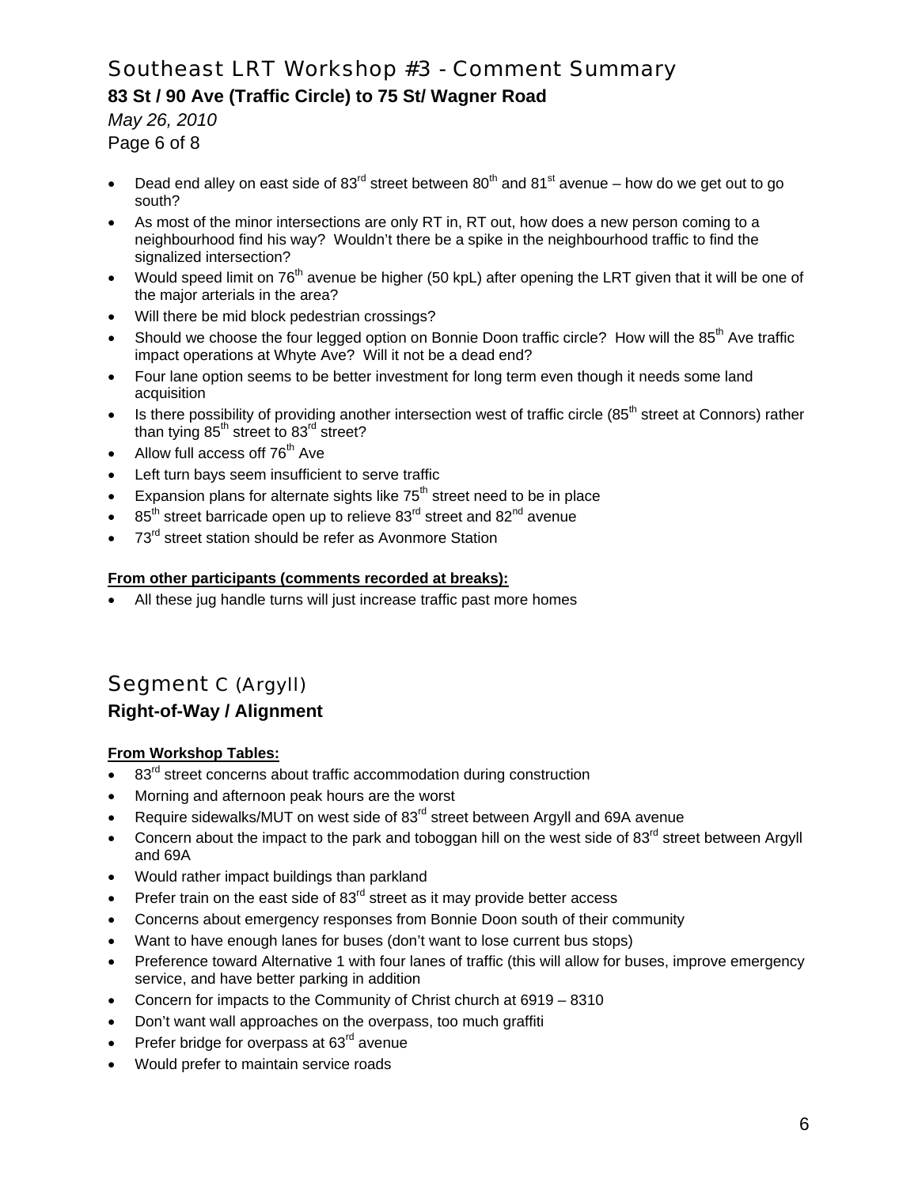- Dead end alley on east side of 83rd street between 80th and 81st avenue – how do we get out to go south?
- As most of the minor intersections are only RT in, RT out, how does a new person coming to a neighbourhood find his way? Wouldn't there be a spike in the neighbourhood traffic to find the signalized intersection?
- Would speed limit on 76th avenue be higher (50 kpL) after opening the LRT given that it will be one of the major arterials in the area?
- Will there be mid block pedestrian crossings?
- Should we choose the four legged option on Bonnie Doon traffic circle? How will the 85th Ave traffic impact operations at Whyte Ave? Will it not be a dead end?
- Four lane option seems to be better investment for long term even though it needs some land acquisition
- Is there possibility of providing another intersection west of traffic circle (85th street at Connors) rather than tying 85th street to 83rd street?
- Allow full access off 76th Ave
- Left turn bays seem insufficient to serve traffic
- Expansion plans for alternate sights like 75th street need to be in place
- 85th street barricade open up to relieve 83rd street and 82nd avenue
- 73rd street station should be refer as Avonmore Station

**From other participants (comments recorded at breaks):**

- All these jug handle turns will just increase traffic past more homes

## Segment C (Argyll)

### Right-of-Way / Alignment

**From Workshop Tables:**

- 83rd street concerns about traffic accommodation during construction
- Morning and afternoon peak hours are the worst
- Require sidewalks/MUT on west side of 83rd street between Argyll and 69A avenue
- Concern about the impact to the park and toboggan hill on the west side of 83rd street between Argyll and 69A
- Would rather impact buildings than parkland
- Prefer train on the east side of 83rd street as it may provide better access
- Concerns about emergency responses from Bonnie Doon south of their community
- Want to have enough lanes for buses (don't want to lose current bus stops)
- Preference toward Alternative 1 with four lanes of traffic (this will allow for buses, improve emergency service, and have better parking in addition
- Concern for impacts to the Community of Christ church at 6919 – 8310
- Don't want wall approaches on the overpass, too much graffiti
- Prefer bridge for overpass at 63rd avenue
- Would prefer to maintain service roads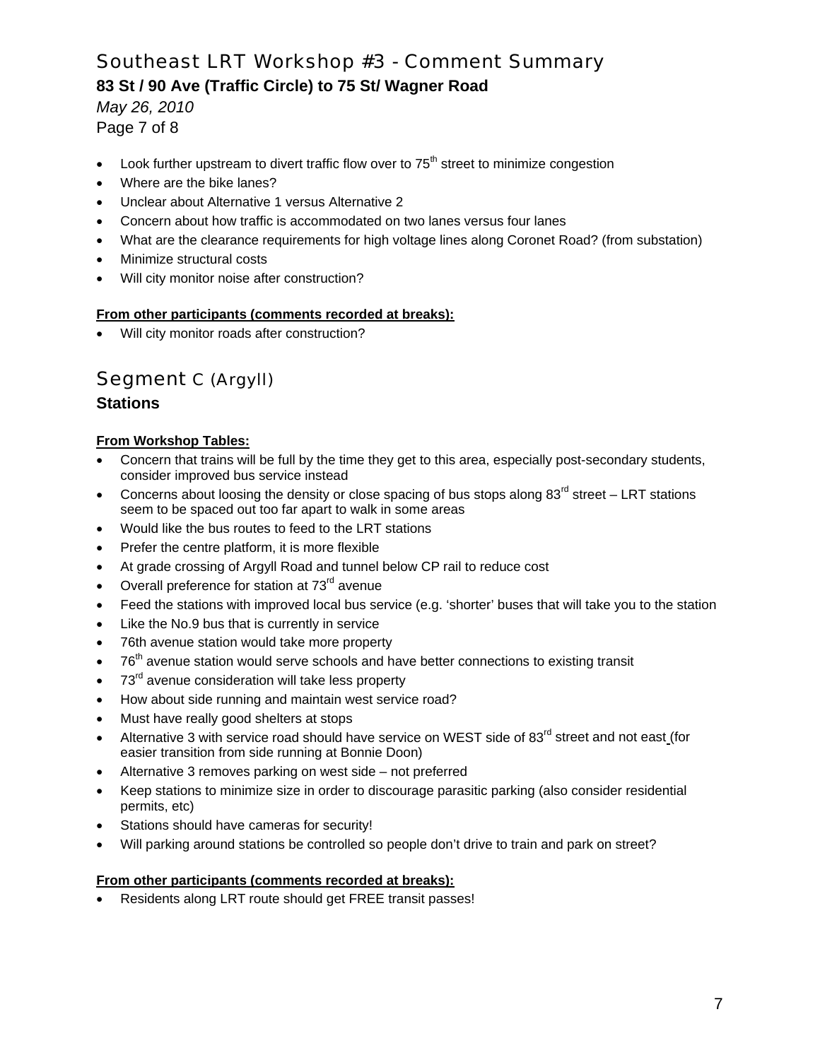- Look further upstream to divert traffic flow over to 75th street to minimize congestion
- Where are the bike lanes?
- Unclear about Alternative 1 versus Alternative 2
- Concern about how traffic is accommodated on two lanes versus four lanes
- What are the clearance requirements for high voltage lines along Coronet Road? (from substation)
- Minimize structural costs
- Will city monitor noise after construction?

**From other participants (comments recorded at breaks):**

- Will city monitor roads after construction?

## Segment C (Argyll)

### Stations

**From Workshop Tables:**

- Concern that trains will be full by the time they get to this area, especially post-secondary students, consider improved bus service instead
- Concerns about loosing the density or close spacing of bus stops along 83rd street – LRT stations seem to be spaced out too far apart to walk in some areas
- Would like the bus routes to feed to the LRT stations
- Prefer the centre platform, it is more flexible
- At grade crossing of Argyll Road and tunnel below CP rail to reduce cost
- Overall preference for station at 73rd avenue
- Feed the stations with improved local bus service (e.g. 'shorter' buses that will take you to the station
- Like the No.9 bus that is currently in service
- 76th avenue station would take more property
- 76th avenue station would serve schools and have better connections to existing transit
- 73rd avenue consideration will take less property
- How about side running and maintain west service road?
- Must have really good shelters at stops
- Alternative 3 with service road should have service on WEST side of 83rd street and not east (for easier transition from side running at Bonnie Doon)
- Alternative 3 removes parking on west side – not preferred
- Keep stations to minimize size in order to discourage parasitic parking (also consider residential permits, etc)
- Stations should have cameras for security!
- Will parking around stations be controlled so people don't drive to train and park on street?

**From other participants (comments recorded at breaks):**

- Residents along LRT route should get FREE transit passes!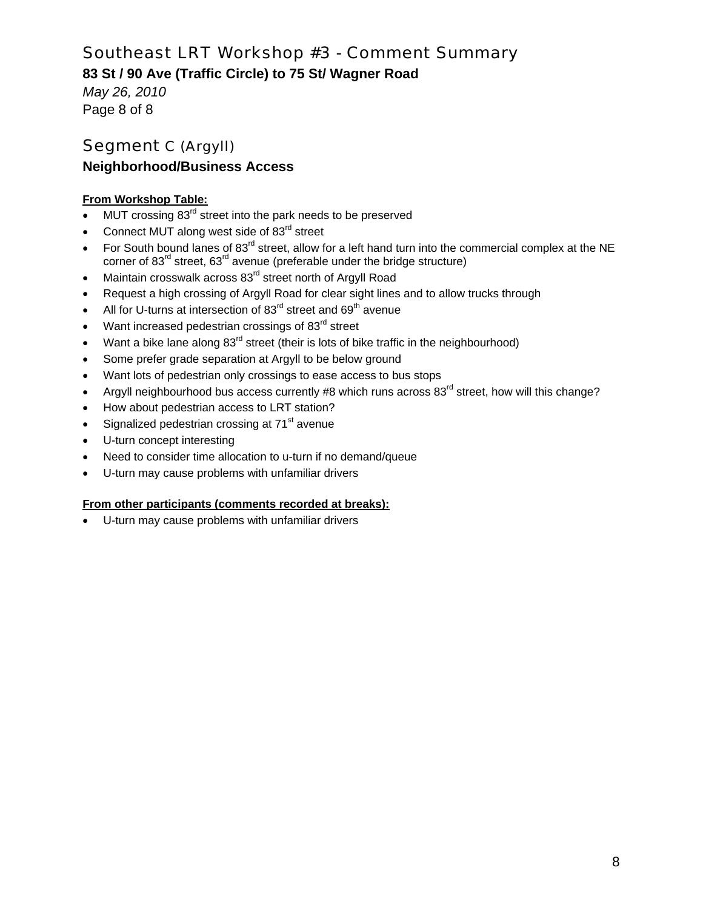# Southeast LRT Workshop #3 - Comment Summary

**83 St / 90 Ave (Traffic Circle) to 75 St/ Wagner Road**

*May 26, 2010*

## Segment C (Argyll)

### Neighborhood/Business Access

**From Workshop Table:**

- MUT crossing 83rd street into the park needs to be preserved
- Connect MUT along west side of 83rd street
- For South bound lanes of 83rd street, allow for a left hand turn into the commercial complex at the NE corner of 83rd street, 63rd avenue (preferable under the bridge structure)
- Maintain crosswalk across 83rd street north of Argyll Road
- Request a high crossing of Argyll Road for clear sight lines and to allow trucks through
- All for U-turns at intersection of 83rd street and 69th avenue
- Want increased pedestrian crossings of 83rd street
- Want a bike lane along 83rd street (their is lots of bike traffic in the neighbourhood)
- Some prefer grade separation at Argyll to be below ground
- Want lots of pedestrian only crossings to ease access to bus stops
- Argyll neighbourhood bus access currently #8 which runs across 83rd street, how will this change?
- How about pedestrian access to LRT station?
- Signalized pedestrian crossing at 71st avenue
- U-turn concept interesting
- Need to consider time allocation to u-turn if no demand/queue
- U-turn may cause problems with unfamiliar drivers

**From other participants (comments recorded at breaks):**

- U-turn may cause problems with unfamiliar drivers